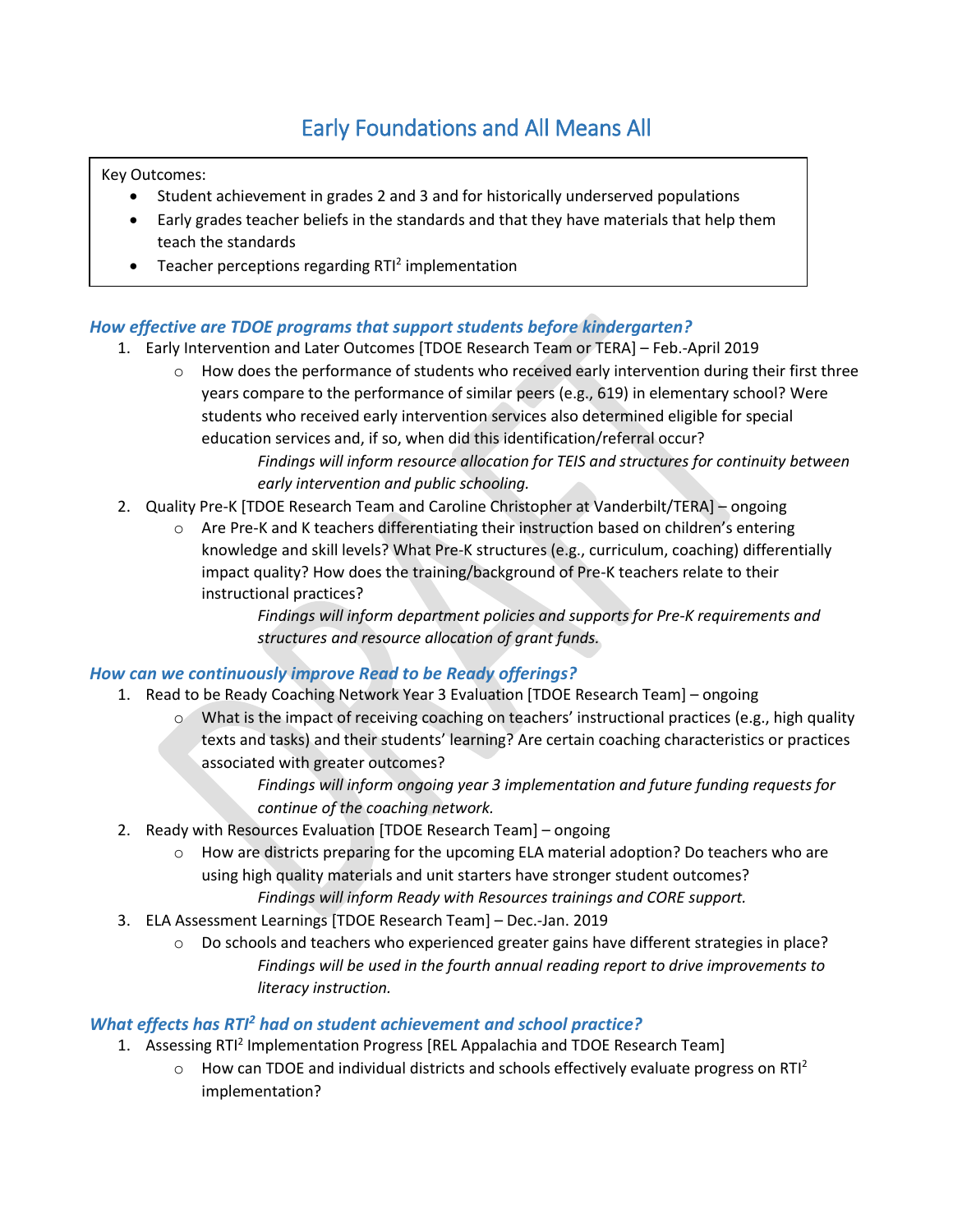# Early Foundations and All Means All

Key Outcomes:

- Student achievement in grades 2 and 3 and for historically underserved populations
- Early grades teacher beliefs in the standards and that they have materials that help them teach the standards
- Teacher perceptions regarding RTI$^2$ implementation

### *How effective are TDOE programs that support students before kindergarten?*

1. Early Intervention and Later Outcomes [TDOE Research Team or TERA] – Feb.-April 2019
   - How does the performance of students who received early intervention during their first three years compare to the performance of similar peers (e.g., 619) in elementary school? Were students who received early intervention services also determined eligible for special education services and, if so, when did this identification/referral occur?

     *Findings will inform resource allocation for TEIS and structures for continuity between early intervention and public schooling.*
2. Quality Pre-K [TDOE Research Team and Caroline Christopher at Vanderbilt/TERA] – ongoing
   - Are Pre-K and K teachers differentiating their instruction based on children's entering knowledge and skill levels? What Pre-K structures (e.g., curriculum, coaching) differentially impact quality? How does the training/background of Pre-K teachers relate to their instructional practices?

     *Findings will inform department policies and supports for Pre-K requirements and structures and resource allocation of grant funds.*

### *How can we continuously improve Read to be Ready offerings?*

1. Read to be Ready Coaching Network Year 3 Evaluation [TDOE Research Team] – ongoing
   - What is the impact of receiving coaching on teachers' instructional practices (e.g., high quality texts and tasks) and their students' learning? Are certain coaching characteristics or practices associated with greater outcomes?

     *Findings will inform ongoing year 3 implementation and future funding requests for continue of the coaching network.*
2. Ready with Resources Evaluation [TDOE Research Team] – ongoing
   - How are districts preparing for the upcoming ELA material adoption? Do teachers who are using high quality materials and unit starters have stronger student outcomes?

     *Findings will inform Ready with Resources trainings and CORE support.*
3. ELA Assessment Learnings [TDOE Research Team] – Dec.-Jan. 2019
   - Do schools and teachers who experienced greater gains have different strategies in place?

     *Findings will be used in the fourth annual reading report to drive improvements to literacy instruction.*

### *What effects has RTI$^2$ had on student achievement and school practice?*

1. Assessing RTI$^2$ Implementation Progress [REL Appalachia and TDOE Research Team]
   - How can TDOE and individual districts and schools effectively evaluate progress on RTI$^2$ implementation?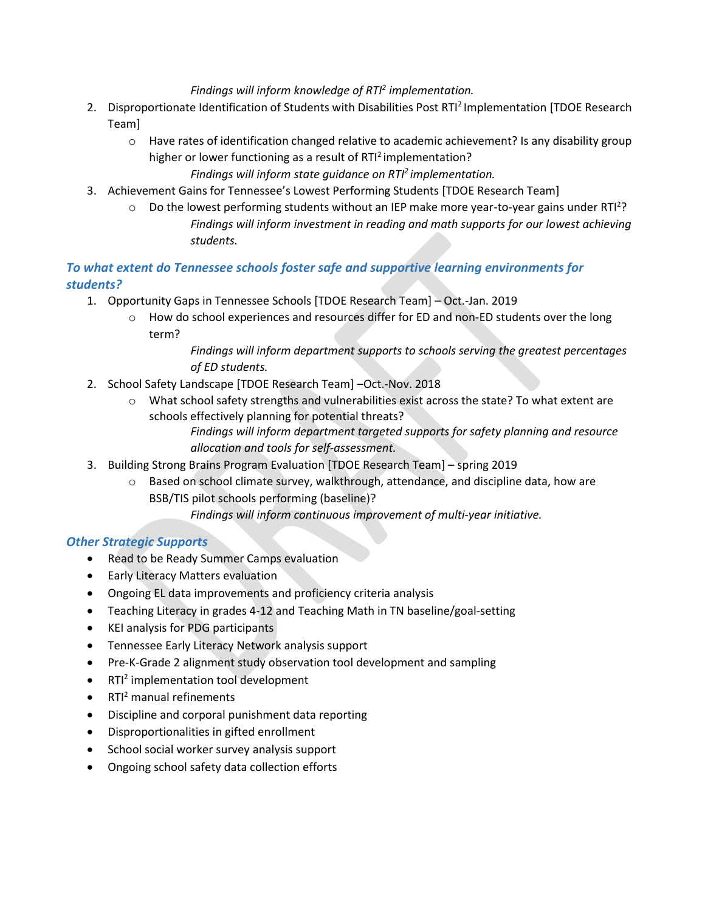*Findings will inform knowledge of RTI² implementation.*

2. Disproportionate Identification of Students with Disabilities Post RTI² Implementation [TDOE Research Team]
   - Have rates of identification changed relative to academic achievement? Is any disability group higher or lower functioning as a result of RTI² implementation?

     *Findings will inform state guidance on RTI² implementation.*
3. Achievement Gains for Tennessee's Lowest Performing Students [TDOE Research Team]
   - Do the lowest performing students without an IEP make more year-to-year gains under RTI²?

     *Findings will inform investment in reading and math supports for our lowest achieving students.*

### *To what extent do Tennessee schools foster safe and supportive learning environments for students?*

1. Opportunity Gaps in Tennessee Schools [TDOE Research Team] – Oct.-Jan. 2019
   - How do school experiences and resources differ for ED and non-ED students over the long term?

     *Findings will inform department supports to schools serving the greatest percentages of ED students.*
2. School Safety Landscape [TDOE Research Team] –Oct.-Nov. 2018
   - What school safety strengths and vulnerabilities exist across the state? To what extent are schools effectively planning for potential threats?

     *Findings will inform department targeted supports for safety planning and resource allocation and tools for self-assessment.*
3. Building Strong Brains Program Evaluation [TDOE Research Team] – spring 2019
   - Based on school climate survey, walkthrough, attendance, and discipline data, how are BSB/TIS pilot schools performing (baseline)?

     *Findings will inform continuous improvement of multi-year initiative.*

### *Other Strategic Supports*

- Read to be Ready Summer Camps evaluation
- Early Literacy Matters evaluation
- Ongoing EL data improvements and proficiency criteria analysis
- Teaching Literacy in grades 4-12 and Teaching Math in TN baseline/goal-setting
- KEI analysis for PDG participants
- Tennessee Early Literacy Network analysis support
- Pre-K-Grade 2 alignment study observation tool development and sampling
- RTI² implementation tool development
- RTI² manual refinements
- Discipline and corporal punishment data reporting
- Disproportionalities in gifted enrollment
- School social worker survey analysis support
- Ongoing school safety data collection efforts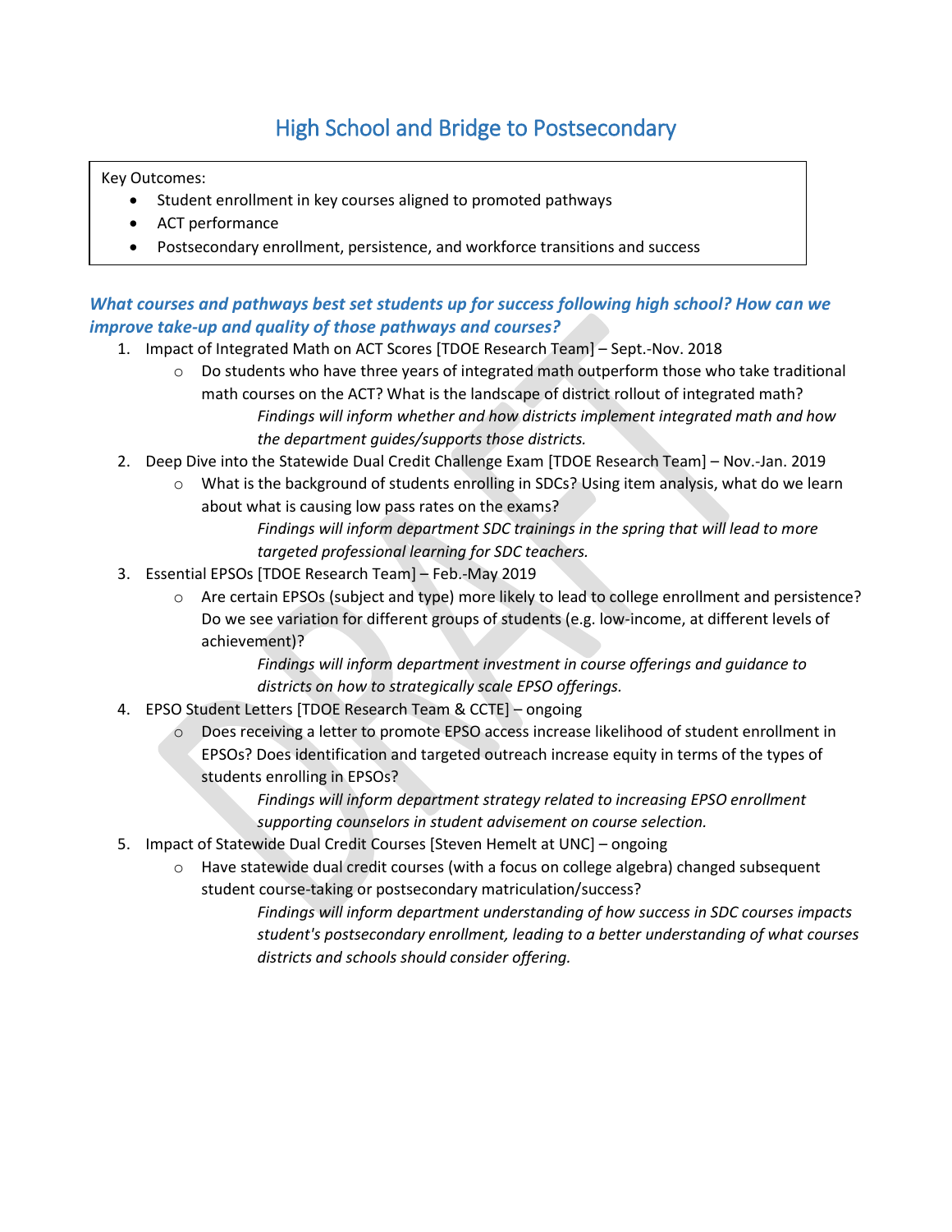# High School and Bridge to Postsecondary

Key Outcomes:

- Student enrollment in key courses aligned to promoted pathways
- ACT performance
- Postsecondary enrollment, persistence, and workforce transitions and success

### *What courses and pathways best set students up for success following high school? How can we improve take-up and quality of those pathways and courses?*

1. Impact of Integrated Math on ACT Scores [TDOE Research Team] – Sept.-Nov. 2018
   - Do students who have three years of integrated math outperform those who take traditional math courses on the ACT? What is the landscape of district rollout of integrated math?

     *Findings will inform whether and how districts implement integrated math and how the department guides/supports those districts.*
2. Deep Dive into the Statewide Dual Credit Challenge Exam [TDOE Research Team] – Nov.-Jan. 2019
   - What is the background of students enrolling in SDCs? Using item analysis, what do we learn about what is causing low pass rates on the exams?

     *Findings will inform department SDC trainings in the spring that will lead to more targeted professional learning for SDC teachers.*
3. Essential EPSOs [TDOE Research Team] – Feb.-May 2019
   - Are certain EPSOs (subject and type) more likely to lead to college enrollment and persistence? Do we see variation for different groups of students (e.g. low-income, at different levels of achievement)?

     *Findings will inform department investment in course offerings and guidance to districts on how to strategically scale EPSO offerings.*
4. EPSO Student Letters [TDOE Research Team & CCTE] – ongoing
   - Does receiving a letter to promote EPSO access increase likelihood of student enrollment in EPSOs? Does identification and targeted outreach increase equity in terms of the types of students enrolling in EPSOs?

     *Findings will inform department strategy related to increasing EPSO enrollment supporting counselors in student advisement on course selection.*
5. Impact of Statewide Dual Credit Courses [Steven Hemelt at UNC] – ongoing
   - Have statewide dual credit courses (with a focus on college algebra) changed subsequent student course-taking or postsecondary matriculation/success?

     *Findings will inform department understanding of how success in SDC courses impacts student's postsecondary enrollment, leading to a better understanding of what courses districts and schools should consider offering.*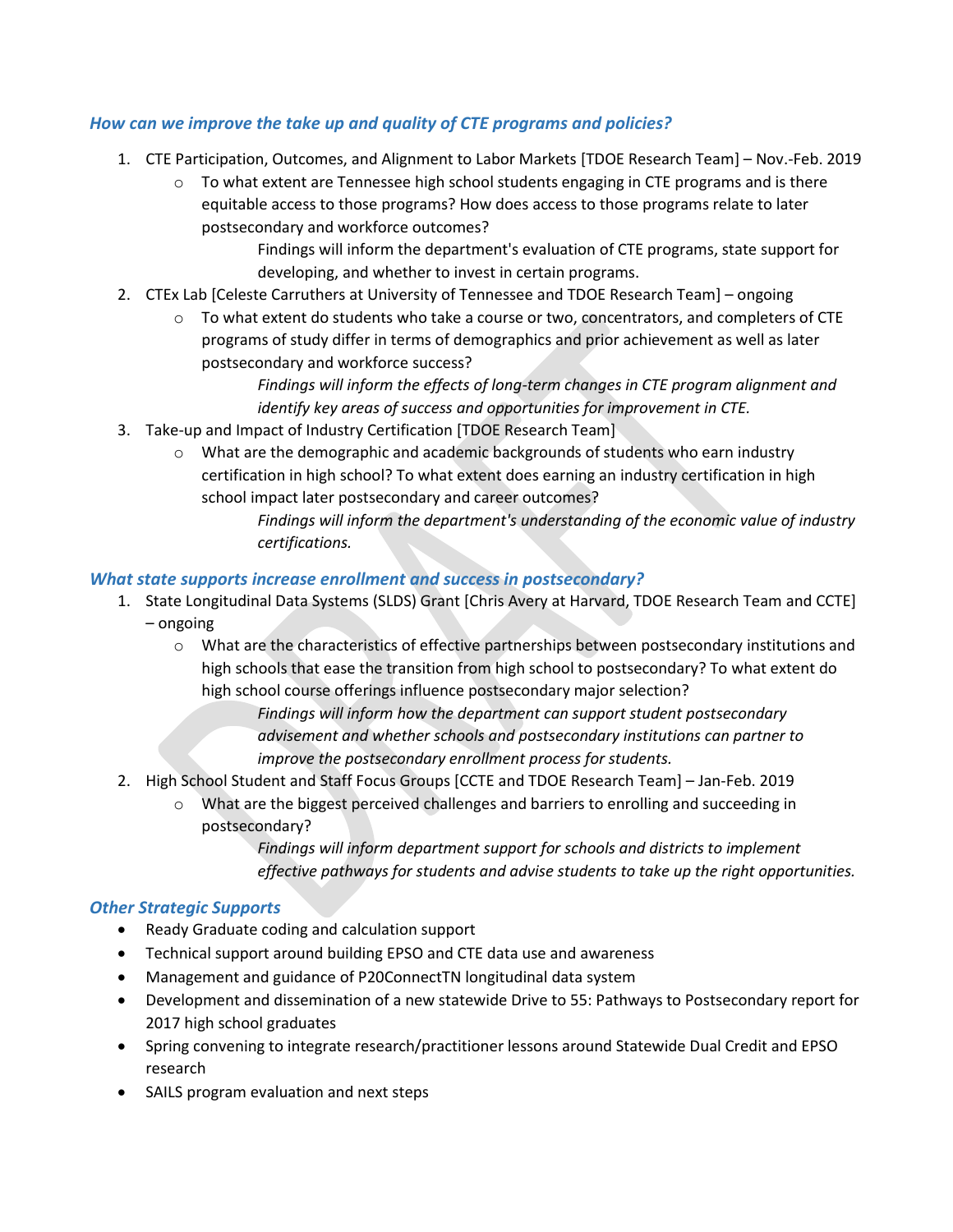### *How can we improve the take up and quality of CTE programs and policies?*

1. CTE Participation, Outcomes, and Alignment to Labor Markets [TDOE Research Team] – Nov.-Feb. 2019
   - To what extent are Tennessee high school students engaging in CTE programs and is there equitable access to those programs? How does access to those programs relate to later postsecondary and workforce outcomes?

     Findings will inform the department's evaluation of CTE programs, state support for developing, and whether to invest in certain programs.
2. CTEx Lab [Celeste Carruthers at University of Tennessee and TDOE Research Team] – ongoing
   - To what extent do students who take a course or two, concentrators, and completers of CTE programs of study differ in terms of demographics and prior achievement as well as later postsecondary and workforce success?

     *Findings will inform the effects of long-term changes in CTE program alignment and identify key areas of success and opportunities for improvement in CTE.*
3. Take-up and Impact of Industry Certification [TDOE Research Team]
   - What are the demographic and academic backgrounds of students who earn industry certification in high school? To what extent does earning an industry certification in high school impact later postsecondary and career outcomes?

     *Findings will inform the department's understanding of the economic value of industry certifications.*

### *What state supports increase enrollment and success in postsecondary?*

1. State Longitudinal Data Systems (SLDS) Grant [Chris Avery at Harvard, TDOE Research Team and CCTE] – ongoing
   - What are the characteristics of effective partnerships between postsecondary institutions and high schools that ease the transition from high school to postsecondary? To what extent do high school course offerings influence postsecondary major selection?

     *Findings will inform how the department can support student postsecondary advisement and whether schools and postsecondary institutions can partner to improve the postsecondary enrollment process for students.*
2. High School Student and Staff Focus Groups [CCTE and TDOE Research Team] – Jan-Feb. 2019
   - What are the biggest perceived challenges and barriers to enrolling and succeeding in postsecondary?

     *Findings will inform department support for schools and districts to implement effective pathways for students and advise students to take up the right opportunities.*

### *Other Strategic Supports*

- Ready Graduate coding and calculation support
- Technical support around building EPSO and CTE data use and awareness
- Management and guidance of P20ConnectTN longitudinal data system
- Development and dissemination of a new statewide Drive to 55: Pathways to Postsecondary report for 2017 high school graduates
- Spring convening to integrate research/practitioner lessons around Statewide Dual Credit and EPSO research
- SAILS program evaluation and next steps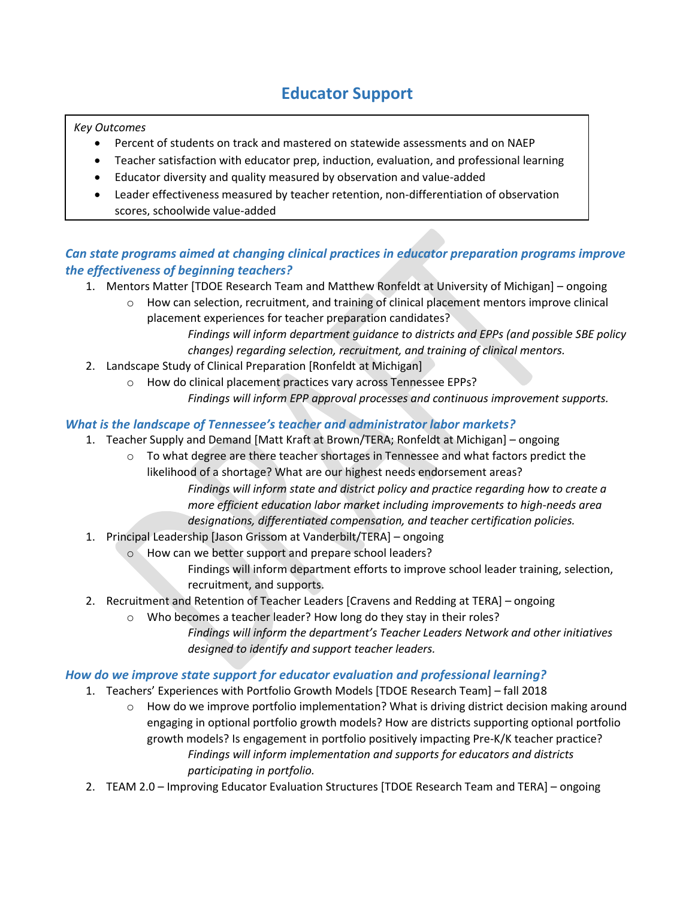# Educator Support

*Key Outcomes*

- Percent of students on track and mastered on statewide assessments and on NAEP
- Teacher satisfaction with educator prep, induction, evaluation, and professional learning
- Educator diversity and quality measured by observation and value-added
- Leader effectiveness measured by teacher retention, non-differentiation of observation scores, schoolwide value-added

### *Can state programs aimed at changing clinical practices in educator preparation programs improve the effectiveness of beginning teachers?*

1. Mentors Matter [TDOE Research Team and Matthew Ronfeldt at University of Michigan] – ongoing
   - How can selection, recruitment, and training of clinical placement mentors improve clinical placement experiences for teacher preparation candidates?

     *Findings will inform department guidance to districts and EPPs (and possible SBE policy changes) regarding selection, recruitment, and training of clinical mentors.*
2. Landscape Study of Clinical Preparation [Ronfeldt at Michigan]
   - How do clinical placement practices vary across Tennessee EPPs?

     *Findings will inform EPP approval processes and continuous improvement supports.*

### *What is the landscape of Tennessee's teacher and administrator labor markets?*

1. Teacher Supply and Demand [Matt Kraft at Brown/TERA; Ronfeldt at Michigan] – ongoing
   - To what degree are there teacher shortages in Tennessee and what factors predict the likelihood of a shortage? What are our highest needs endorsement areas?

     *Findings will inform state and district policy and practice regarding how to create a more efficient education labor market including improvements to high-needs area designations, differentiated compensation, and teacher certification policies.*
1. Principal Leadership [Jason Grissom at Vanderbilt/TERA] – ongoing
   - How can we better support and prepare school leaders?

     Findings will inform department efforts to improve school leader training, selection, recruitment, and supports.
2. Recruitment and Retention of Teacher Leaders [Cravens and Redding at TERA] – ongoing
   - Who becomes a teacher leader? How long do they stay in their roles?

     *Findings will inform the department's Teacher Leaders Network and other initiatives designed to identify and support teacher leaders.*

### *How do we improve state support for educator evaluation and professional learning?*

1. Teachers' Experiences with Portfolio Growth Models [TDOE Research Team] – fall 2018
   - How do we improve portfolio implementation? What is driving district decision making around engaging in optional portfolio growth models? How are districts supporting optional portfolio growth models? Is engagement in portfolio positively impacting Pre-K/K teacher practice?

     *Findings will inform implementation and supports for educators and districts participating in portfolio.*
2. TEAM 2.0 – Improving Educator Evaluation Structures [TDOE Research Team and TERA] – ongoing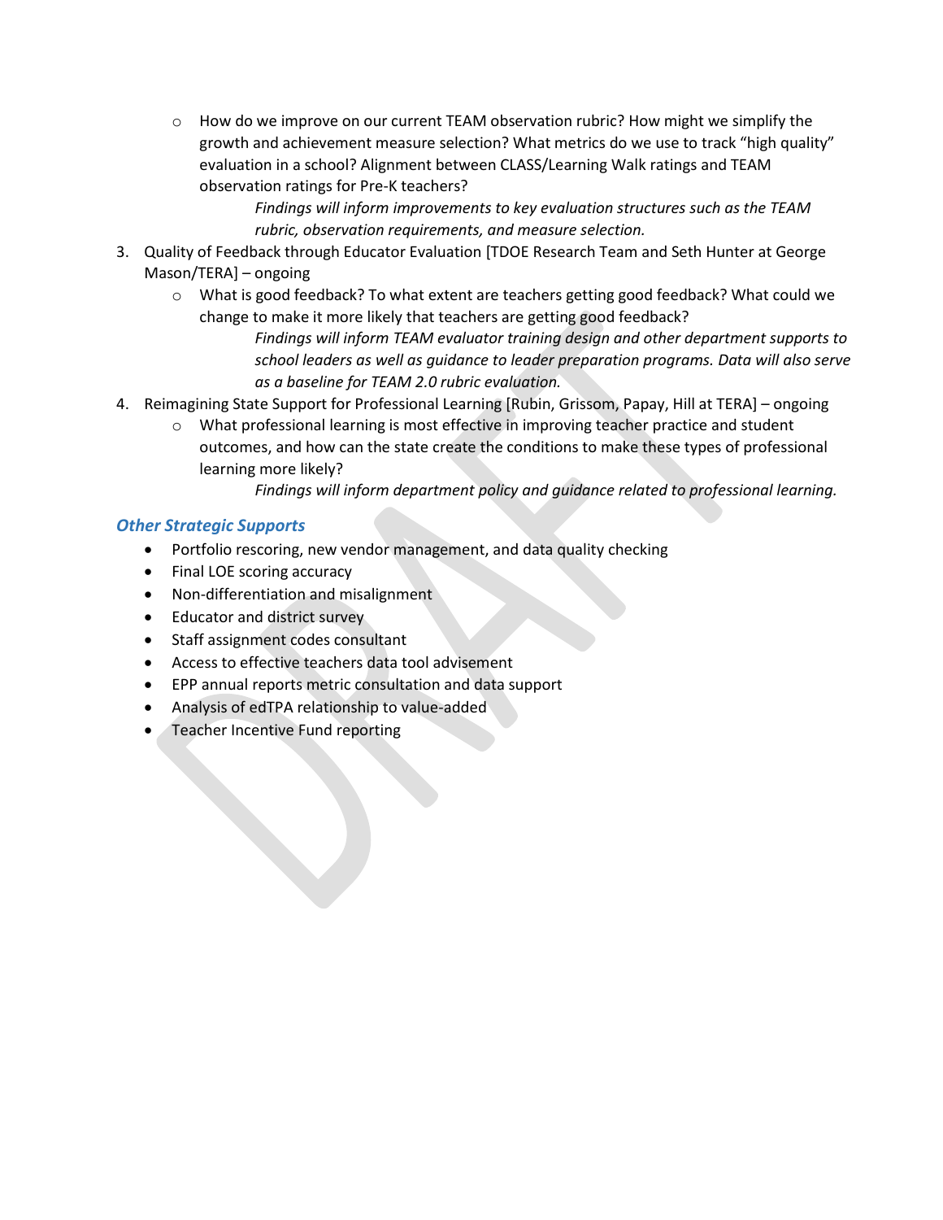- How do we improve on our current TEAM observation rubric? How might we simplify the growth and achievement measure selection? What metrics do we use to track "high quality" evaluation in a school? Alignment between CLASS/Learning Walk ratings and TEAM observation ratings for Pre-K teachers?

  *Findings will inform improvements to key evaluation structures such as the TEAM rubric, observation requirements, and measure selection.*

3. Quality of Feedback through Educator Evaluation [TDOE Research Team and Seth Hunter at George Mason/TERA] – ongoing
   - What is good feedback? To what extent are teachers getting good feedback? What could we change to make it more likely that teachers are getting good feedback?

     *Findings will inform TEAM evaluator training design and other department supports to school leaders as well as guidance to leader preparation programs. Data will also serve as a baseline for TEAM 2.0 rubric evaluation.*

4. Reimagining State Support for Professional Learning [Rubin, Grissom, Papay, Hill at TERA] – ongoing
   - What professional learning is most effective in improving teacher practice and student outcomes, and how can the state create the conditions to make these types of professional learning more likely?

     *Findings will inform department policy and guidance related to professional learning.*

### *Other Strategic Supports*

- Portfolio rescoring, new vendor management, and data quality checking
- Final LOE scoring accuracy
- Non-differentiation and misalignment
- Educator and district survey
- Staff assignment codes consultant
- Access to effective teachers data tool advisement
- EPP annual reports metric consultation and data support
- Analysis of edTPA relationship to value-added
- Teacher Incentive Fund reporting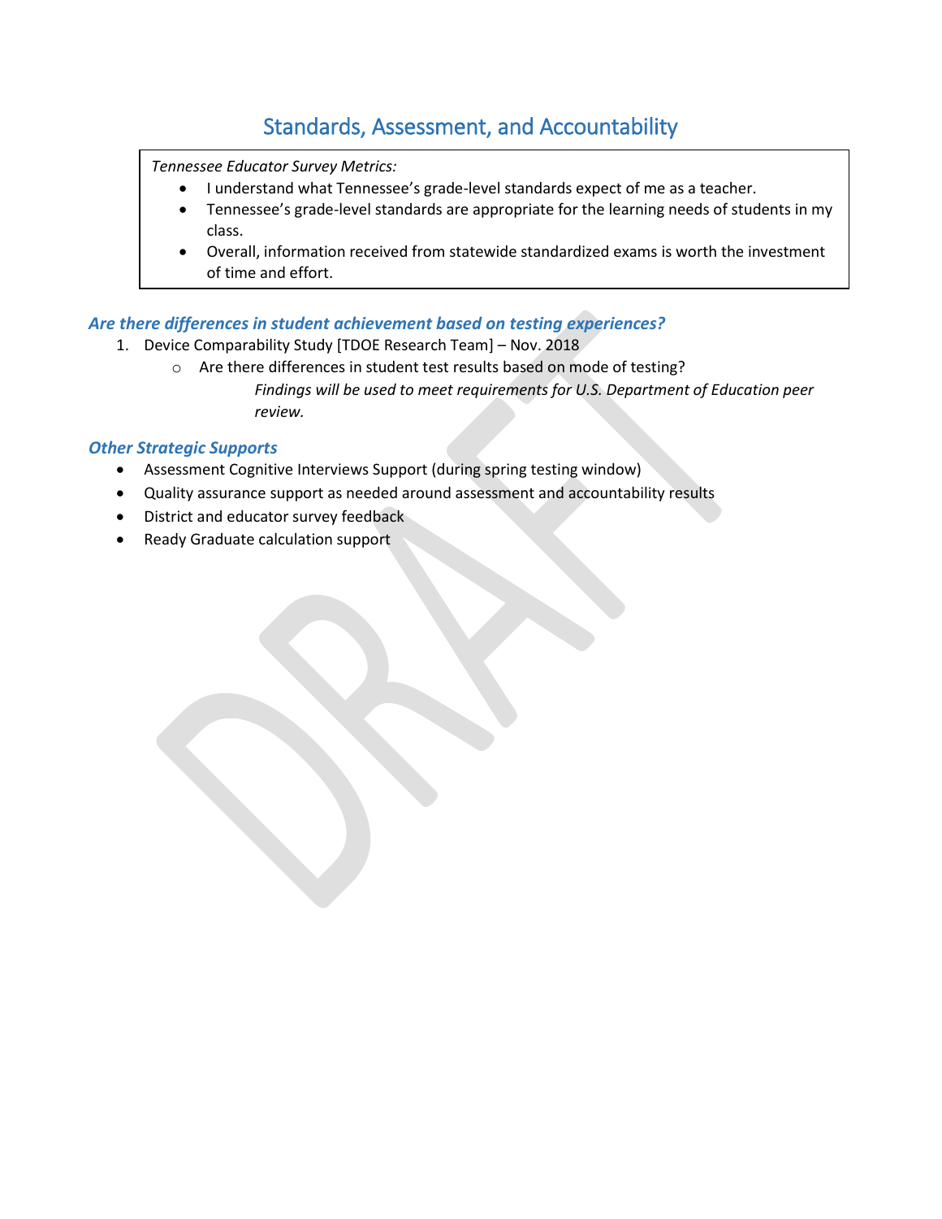# Standards, Assessment, and Accountability

*Tennessee Educator Survey Metrics:*

- I understand what Tennessee's grade-level standards expect of me as a teacher.
- Tennessee's grade-level standards are appropriate for the learning needs of students in my class.
- Overall, information received from statewide standardized exams is worth the investment of time and effort.

### *Are there differences in student achievement based on testing experiences?*

1. Device Comparability Study [TDOE Research Team] – Nov. 2018
   - Are there differences in student test results based on mode of testing?

     *Findings will be used to meet requirements for U.S. Department of Education peer review.*

### *Other Strategic Supports*

- Assessment Cognitive Interviews Support (during spring testing window)
- Quality assurance support as needed around assessment and accountability results
- District and educator survey feedback
- Ready Graduate calculation support